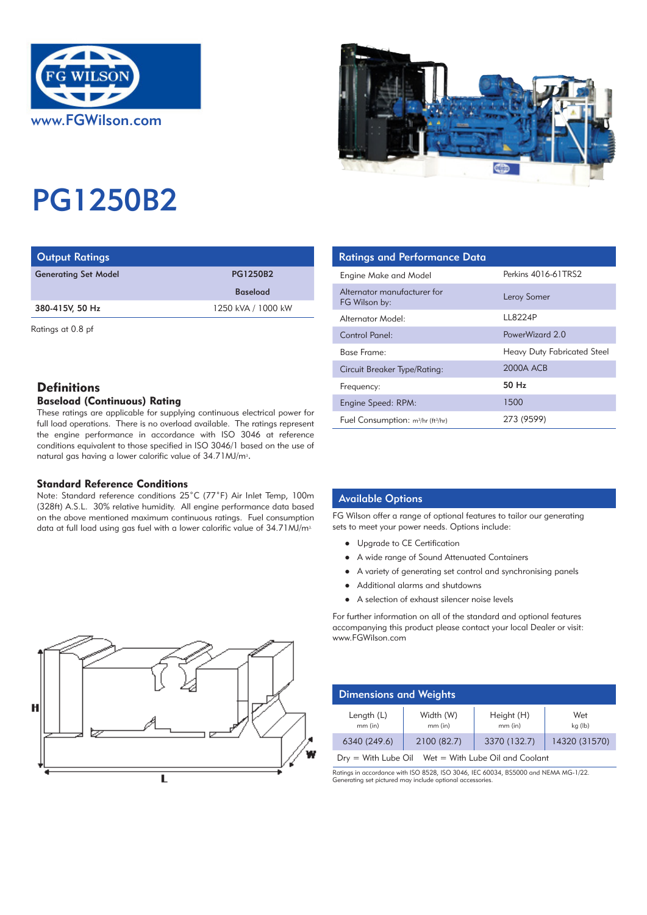www.FGWilson.com

# PG1250B2

## Output Ratings

| Generating Set Model | PG1250B2 |
|---|---|
| | Baseload |
| 380-415V, 50 Hz | 1250 kVA / 1000 kW |

Ratings at 0.8 pf

## Ratings and Performance Data

| | |
|---|---|
| Engine Make and Model | Perkins 4016-61TRS2 |
| Alternator manufacturer for FG Wilson by: | Leroy Somer |
| Alternator Model: | LL8224P |
| Control Panel: | PowerWizard 2.0 |
| Base Frame: | Heavy Duty Fabricated Steel |
| Circuit Breaker Type/Rating: | 2000A ACB |
| Frequency: | **50 Hz** |
| Engine Speed: RPM: | 1500 |
| Fuel Consumption: $m^3$/hr ($ft^3$/hr) | 273 (9599) |

## Definitions

### Baseload (Continuous) Rating

These ratings are applicable for supplying continuous electrical power for full load operations. There is no overload available. The ratings represent the engine performance in accordance with ISO 3046 at reference conditions equivalent to those specified in ISO 3046/1 based on the use of natural gas having a lower calorific value of 34.71MJ/$m^3$.

### Standard Reference Conditions

Note: Standard reference conditions 25°C (77°F) Air Inlet Temp, 100m (328ft) A.S.L. 30% relative humidity. All engine performance data based on the above mentioned maximum continuous ratings. Fuel consumption data at full load using gas fuel with a lower calorific value of 34.71MJ/$m^3$

## Available Options

FG Wilson offer a range of optional features to tailor our generating sets to meet your power needs. Options include:

- Upgrade to CE Certification
- A wide range of Sound Attenuated Containers
- A variety of generating set control and synchronising panels
- Additional alarms and shutdowns
- A selection of exhaust silencer noise levels

For further information on all of the standard and optional features accompanying this product please contact your local Dealer or visit: www.FGWilson.com

## Dimensions and Weights

| Length (L) mm (in) | Width (W) mm (in) | Height (H) mm (in) | Wet kg (lb) |
|---|---|---|---|
| 6340 (249.6) | 2100 (82.7) | 3370 (132.7) | 14320 (31570) |

Dry = With Lube Oil    Wet = With Lube Oil and Coolant

Ratings in accordance with ISO 8528, ISO 3046, IEC 60034, BS5000 and NEMA MG-1/22.
Generating set pictured may include optional accessories.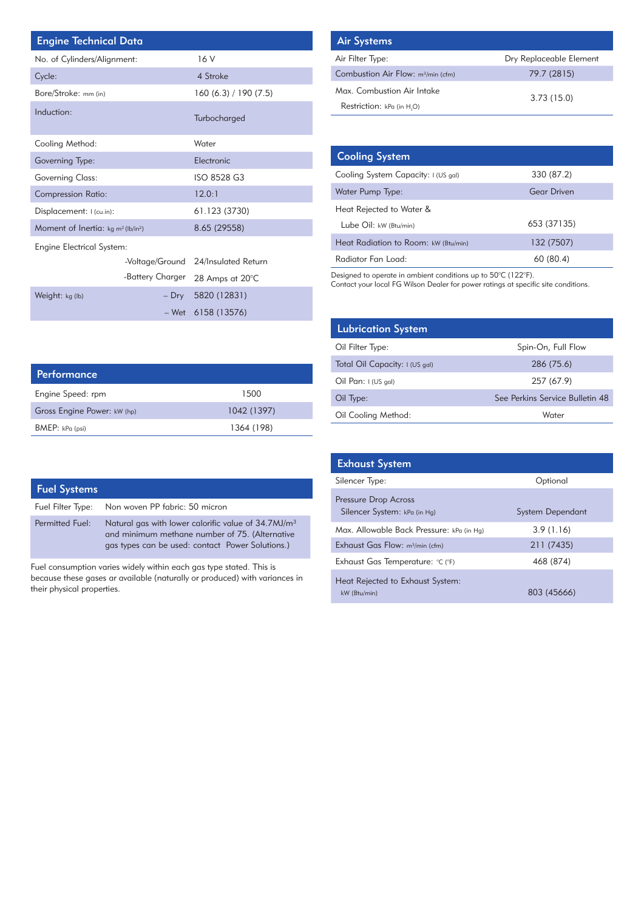## Engine Technical Data

| Engine Technical Data | |
|---|---|
| No. of Cylinders/Alignment: | 16 V |
| Cycle: | 4 Stroke |
| Bore/Stroke: mm (in) | 160 (6.3) / 190 (7.5) |
| Induction: | Turbocharged |
| Cooling Method: | Water |
| Governing Type: | Electronic |
| Governing Class: | ISO 8528 G3 |
| Compression Ratio: | 12.0:1 |
| Displacement: l (cu.in): | 61.123 (3730) |
| Moment of Inertia: kg m² (lb/in²) | 8.65 (29558) |
| Engine Electrical System: -Voltage/Ground | 24/Insulated Return |
| -Battery Charger | 28 Amps at 20°C |
| Weight: kg (lb) – Dry | 5820 (12831) |
| – Wet | 6158 (13576) |

## Performance

| Performance | |
|---|---|
| Engine Speed: rpm | 1500 |
| Gross Engine Power: kW (hp) | 1042 (1397) |
| BMEP: kPa (psi) | 1364 (198) |

## Fuel Systems

| Fuel Systems | |
|---|---|
| Fuel Filter Type: | Non woven PP fabric: 50 micron |
| Permitted Fuel: | Natural gas with lower calorific value of 34.7MJ/m³ and minimum methane number of 75. (Alternative gas types can be used: contact Power Solutions.) |

Fuel consumption varies widely within each gas type stated. This is because these gases ar available (naturally or produced) with variances in their physical properties.

## Air Systems

| Air Systems | |
|---|---|
| Air Filter Type: | Dry Replaceable Element |
| Combustion Air Flow: m³/min (cfm) | 79.7 (2815) |
| Max. Combustion Air Intake Restriction: kPa (in $H_2O$) | 3.73 (15.0) |

## Cooling System

| Cooling System | |
|---|---|
| Cooling System Capacity: l (US gal) | 330 (87.2) |
| Water Pump Type: | Gear Driven |
| Heat Rejected to Water & Lube Oil: kW (Btu/min) | 653 (37135) |
| Heat Radiation to Room: kW (Btu/min) | 132 (7507) |
| Radiator Fan Load: | 60 (80.4) |

Designed to operate in ambient conditions up to 50°C (122°F).
Contact your local FG Wilson Dealer for power ratings at specific site conditions.

## Lubrication System

| Lubrication System | |
|---|---|
| Oil Filter Type: | Spin-On, Full Flow |
| Total Oil Capacity: l (US gal) | 286 (75.6) |
| Oil Pan: l (US gal) | 257 (67.9) |
| Oil Type: | See Perkins Service Bulletin 48 |
| Oil Cooling Method: | Water |

## Exhaust System

| Exhaust System | |
|---|---|
| Silencer Type: | Optional |
| Pressure Drop Across Silencer System: kPa (in Hg) | System Dependant |
| Max. Allowable Back Pressure: kPa (in Hg) | 3.9 (1.16) |
| Exhaust Gas Flow: m³/min (cfm) | 211 (7435) |
| Exhaust Gas Temperature: °C (°F) | 468 (874) |
| Heat Rejected to Exhaust System: kW (Btu/min) | 803 (45666) |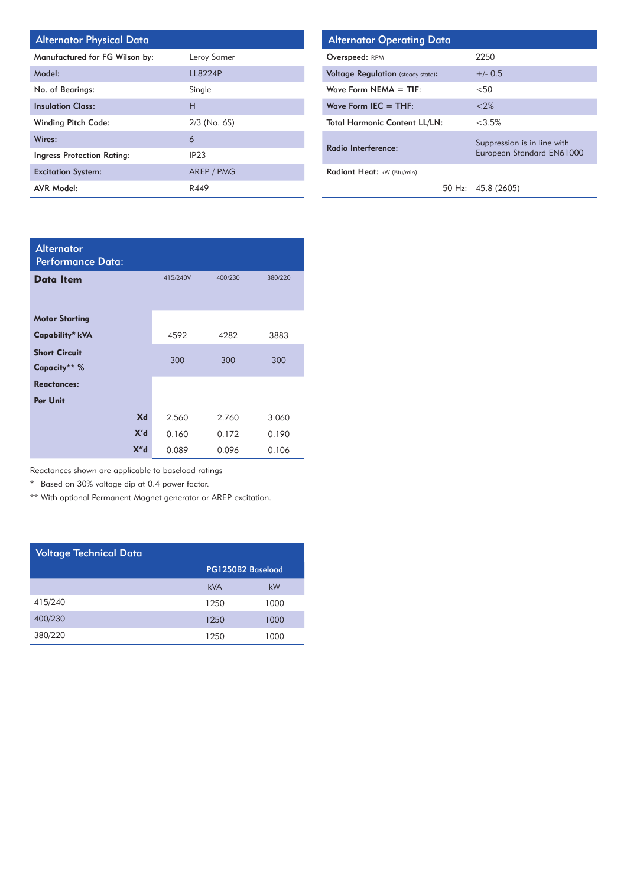## Alternator Physical Data

| | |
|---|---|
| Manufactured for FG Wilson by: | Leroy Somer |
| Model: | LL8224P |
| No. of Bearings: | Single |
| Insulation Class: | H |
| Winding Pitch Code: | 2/3 (No. 6S) |
| Wires: | 6 |
| Ingress Protection Rating: | IP23 |
| Excitation System: | AREP / PMG |
| AVR Model: | R449 |

## Alternator Operating Data

| | |
|---|---|
| Overspeed: RPM | 2250 |
| Voltage Regulation (steady state): | +/- 0.5 |
| Wave Form NEMA = TIF: | <50 |
| Wave Form IEC = THF: | <2% |
| Total Harmonic Content LL/LN: | <3.5% |
| Radio Interference: | Suppression is in line with European Standard EN61000 |
| Radiant Heat: kW (Btu/min) | |
| 50 Hz: | 45.8 (2605) |

## Alternator Performance Data:

| Data Item | | 415/240V | 400/230 | 380/220 |
|---|---|---|---|---|
| Motor Starting Capability* kVA | | 4592 | 4282 | 3883 |
| Short Circuit Capacity** % | | 300 | 300 | 300 |
| Reactances: Per Unit | | | | |
| | Xd | 2.560 | 2.760 | 3.060 |
| | X'd | 0.160 | 0.172 | 0.190 |
| | X"d | 0.089 | 0.096 | 0.106 |

Reactances shown are applicable to baseload ratings

\* Based on 30% voltage dip at 0.4 power factor.

** With optional Permanent Magnet generator or AREP excitation.

## Voltage Technical Data

| | PG1250B2 Baseload | |
|---|---|---|
| | kVA | kW |
| 415/240 | 1250 | 1000 |
| 400/230 | 1250 | 1000 |
| 380/220 | 1250 | 1000 |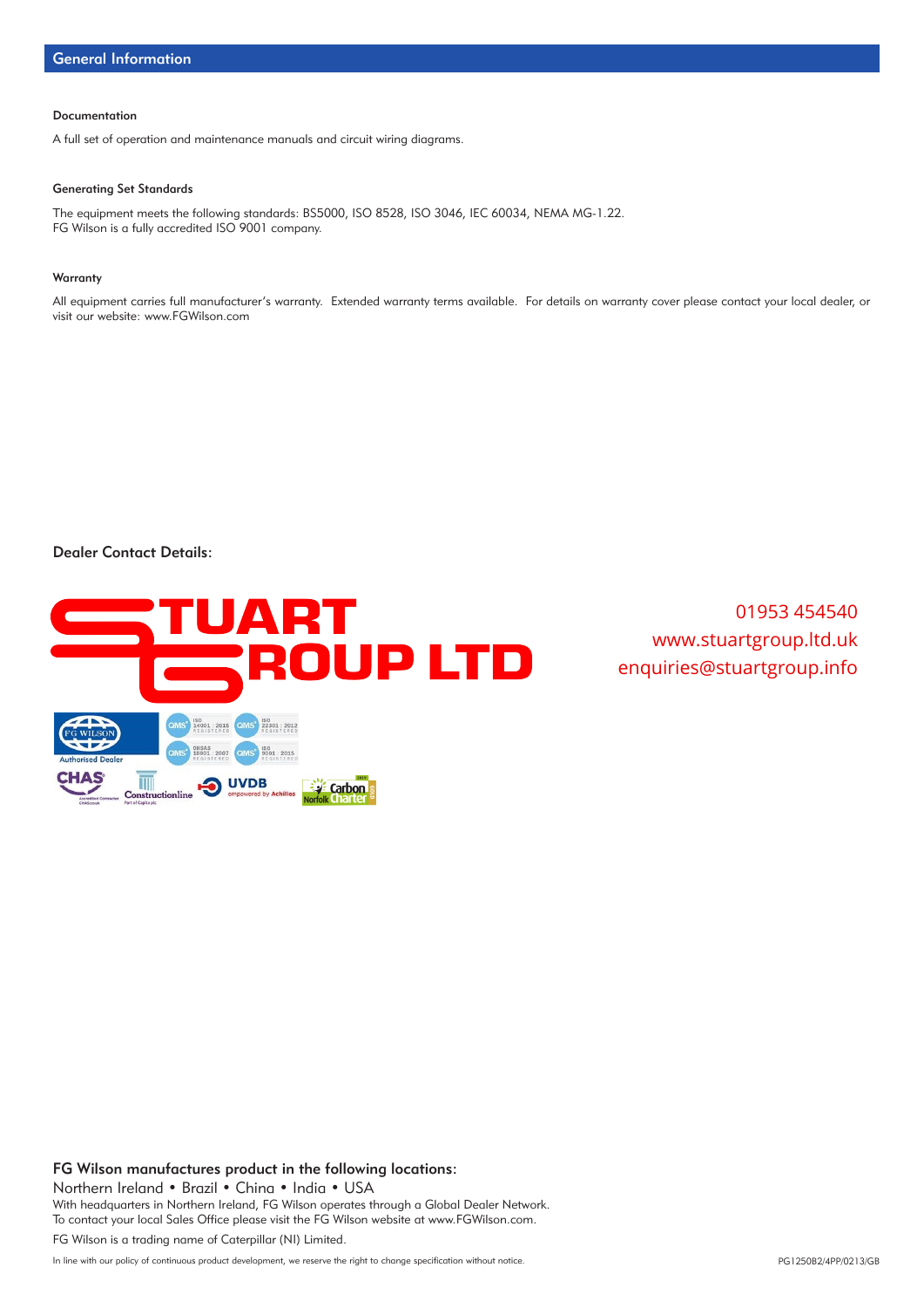## General Information

### Documentation

A full set of operation and maintenance manuals and circuit wiring diagrams.

### Generating Set Standards

The equipment meets the following standards: BS5000, ISO 8528, ISO 3046, IEC 60034, NEMA MG-1.22.
FG Wilson is a fully accredited ISO 9001 company.

### Warranty

All equipment carries full manufacturer's warranty. Extended warranty terms available. For details on warranty cover please contact your local dealer, or visit our website: www.FGWilson.com

### Dealer Contact Details:

STUART GROUP LTD

01953 454540
www.stuartgroup.ltd.uk
enquiries@stuartgroup.info

**FG Wilson manufactures product in the following locations:**

Northern Ireland • Brazil • China • India • USA

With headquarters in Northern Ireland, FG Wilson operates through a Global Dealer Network.
To contact your local Sales Office please visit the FG Wilson website at www.FGWilson.com.

FG Wilson is a trading name of Caterpillar (NI) Limited.

In line with our policy of continuous product development, we reserve the right to change specification without notice.

PG1250B2/4PP/0213/GB